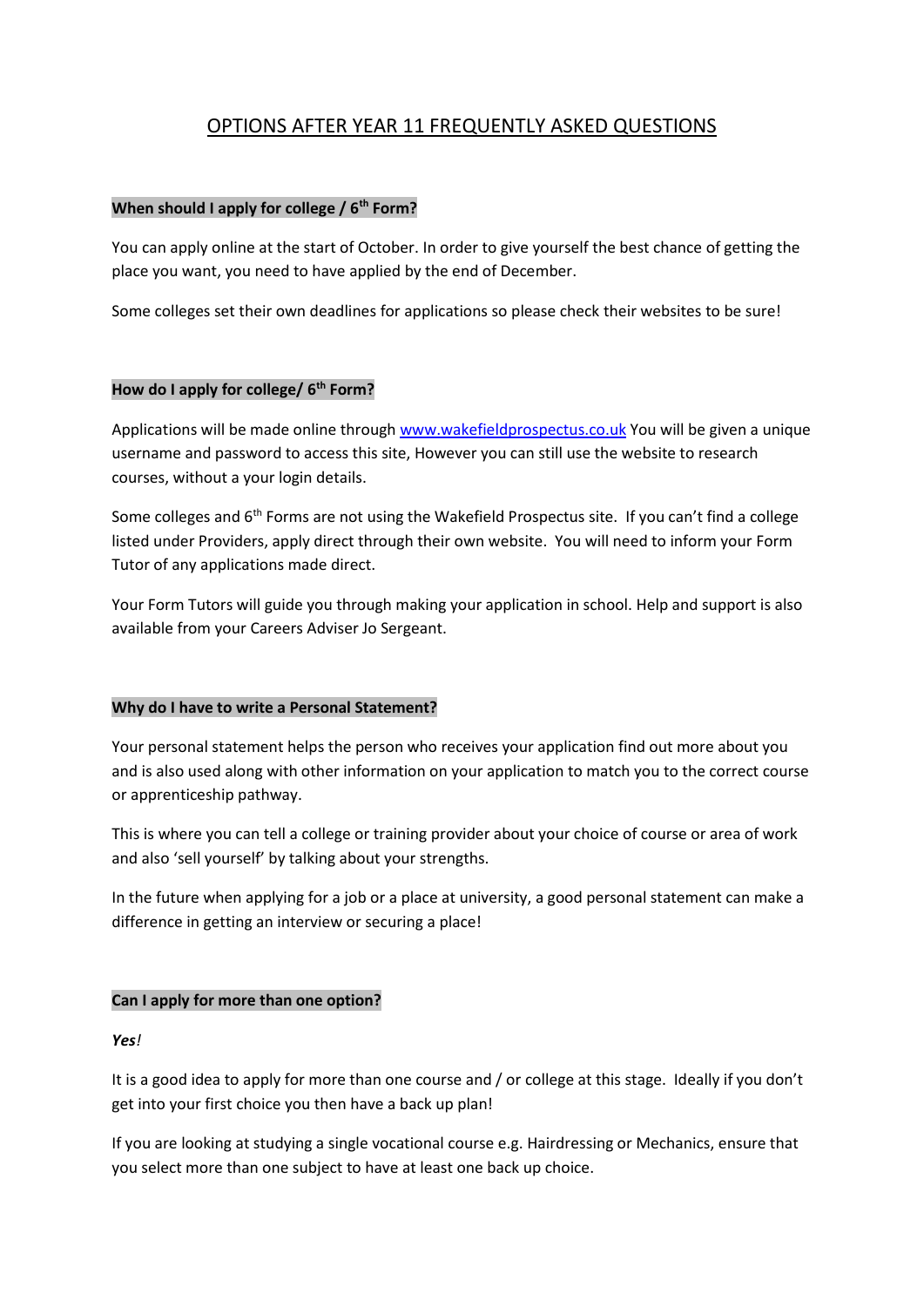# OPTIONS AFTER YEAR 11 FREQUENTLY ASKED QUESTIONS

**When should I apply for college / 6th Form?**

You can apply online at the start of October. In order to give yourself the best chance of getting the place you want, you need to have applied by the end of December.

Some colleges set their own deadlines for applications so please check their websites to be sure!

**How do I apply for college/ 6th Form?**

Applications will be made online through [www.wakefieldprospectus.co.uk](http://www.wakefieldprospectus.co.uk) You will be given a unique username and password to access this site, However you can still use the website to research courses, without a your login details.

Some colleges and 6th Forms are not using the Wakefield Prospectus site. If you can't find a college listed under Providers, apply direct through their own website. You will need to inform your Form Tutor of any applications made direct.

Your Form Tutors will guide you through making your application in school. Help and support is also available from your Careers Adviser Jo Sergeant.

**Why do I have to write a Personal Statement?**

Your personal statement helps the person who receives your application find out more about you and is also used along with other information on your application to match you to the correct course or apprenticeship pathway.

This is where you can tell a college or training provider about your choice of course or area of work and also 'sell yourself' by talking about your strengths.

In the future when applying for a job or a place at university, a good personal statement can make a difference in getting an interview or securing a place!

**Can I apply for more than one option?**

***Yes!***

It is a good idea to apply for more than one course and / or college at this stage. Ideally if you don't get into your first choice you then have a back up plan!

If you are looking at studying a single vocational course e.g. Hairdressing or Mechanics, ensure that you select more than one subject to have at least one back up choice.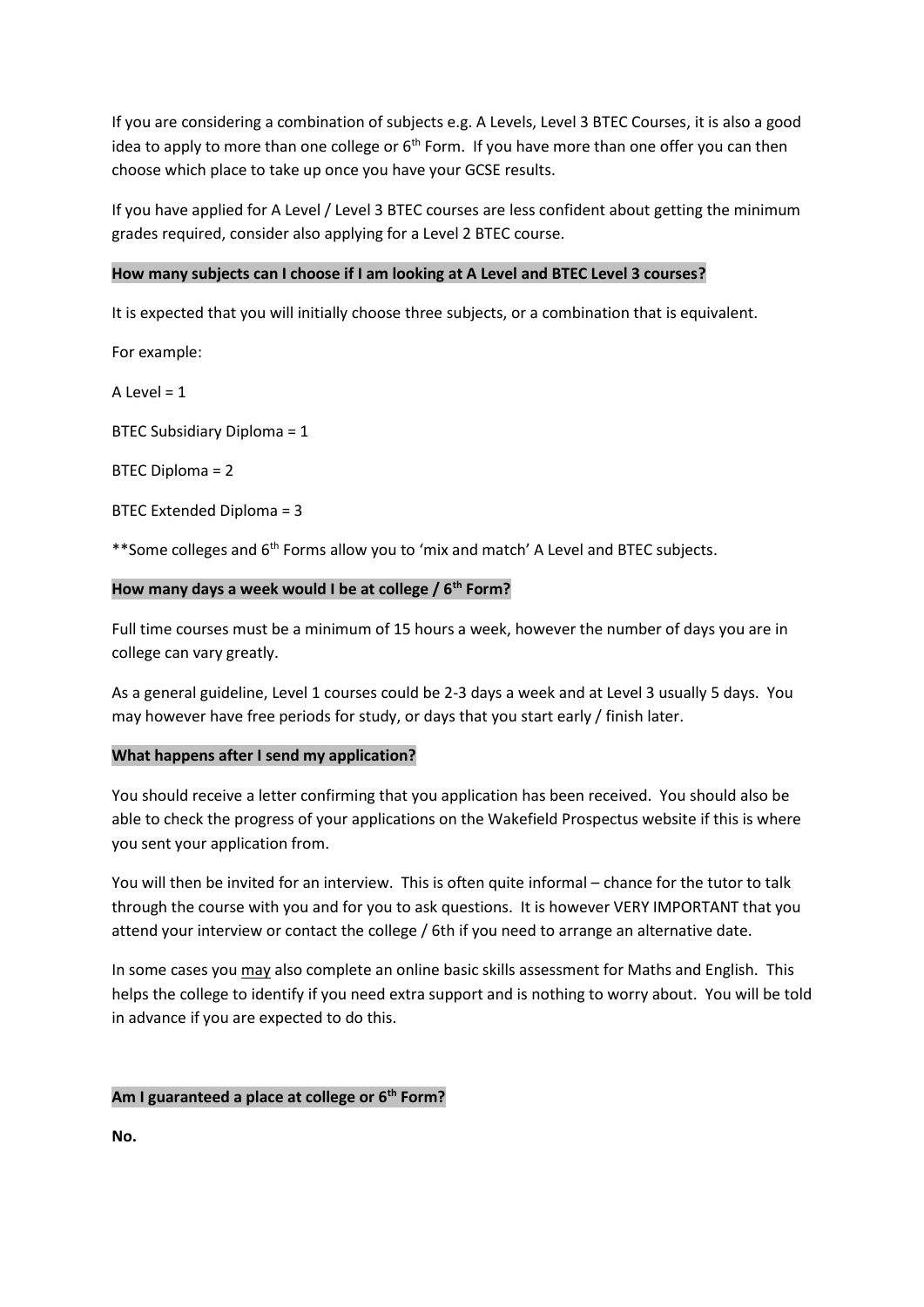If you are considering a combination of subjects e.g. A Levels, Level 3 BTEC Courses, it is also a good idea to apply to more than one college or 6th Form. If you have more than one offer you can then choose which place to take up once you have your GCSE results.

If you have applied for A Level / Level 3 BTEC courses are less confident about getting the minimum grades required, consider also applying for a Level 2 BTEC course.

**How many subjects can I choose if I am looking at A Level and BTEC Level 3 courses?**

It is expected that you will initially choose three subjects, or a combination that is equivalent.

For example:

A Level = 1

BTEC Subsidiary Diploma = 1

BTEC Diploma = 2

BTEC Extended Diploma = 3

**Some colleges and 6th Forms allow you to 'mix and match' A Level and BTEC subjects.

**How many days a week would I be at college / 6th Form?**

Full time courses must be a minimum of 15 hours a week, however the number of days you are in college can vary greatly.

As a general guideline, Level 1 courses could be 2-3 days a week and at Level 3 usually 5 days. You may however have free periods for study, or days that you start early / finish later.

**What happens after I send my application?**

You should receive a letter confirming that you application has been received. You should also be able to check the progress of your applications on the Wakefield Prospectus website if this is where you sent your application from.

You will then be invited for an interview. This is often quite informal – chance for the tutor to talk through the course with you and for you to ask questions. It is however VERY IMPORTANT that you attend your interview or contact the college / 6th if you need to arrange an alternative date.

In some cases you <u>may</u> also complete an online basic skills assessment for Maths and English. This helps the college to identify if you need extra support and is nothing to worry about. You will be told in advance if you are expected to do this.

**Am I guaranteed a place at college or 6th Form?**

**No.**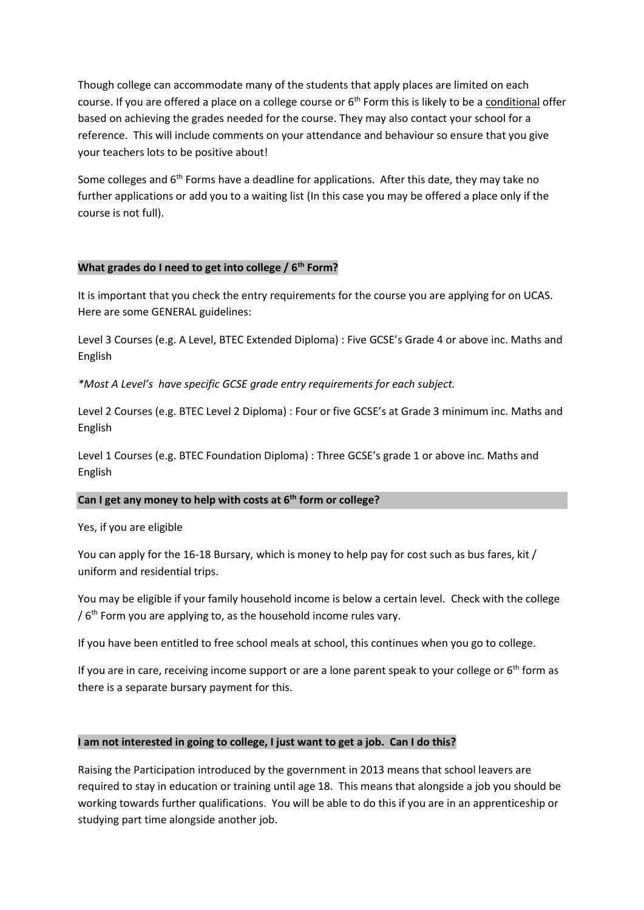Though college can accommodate many of the students that apply places are limited on each course. If you are offered a place on a college course or 6th Form this is likely to be a conditional offer based on achieving the grades needed for the course. They may also contact your school for a reference. This will include comments on your attendance and behaviour so ensure that you give your teachers lots to be positive about!

Some colleges and 6th Forms have a deadline for applications. After this date, they may take no further applications or add you to a waiting list (In this case you may be offered a place only if the course is not full).

**What grades do I need to get into college / 6th Form?**

It is important that you check the entry requirements for the course you are applying for on UCAS. Here are some GENERAL guidelines:

Level 3 Courses (e.g. A Level, BTEC Extended Diploma) : Five GCSE's Grade 4 or above inc. Maths and English

*\*Most A Level's have specific GCSE grade entry requirements for each subject.*

Level 2 Courses (e.g. BTEC Level 2 Diploma) : Four or five GCSE's at Grade 3 minimum inc. Maths and English

Level 1 Courses (e.g. BTEC Foundation Diploma) : Three GCSE's grade 1 or above inc. Maths and English

**Can I get any money to help with costs at 6th form or college?**

Yes, if you are eligible

You can apply for the 16-18 Bursary, which is money to help pay for cost such as bus fares, kit / uniform and residential trips.

You may be eligible if your family household income is below a certain level. Check with the college / 6th Form you are applying to, as the household income rules vary.

If you have been entitled to free school meals at school, this continues when you go to college.

If you are in care, receiving income support or are a lone parent speak to your college or 6th form as there is a separate bursary payment for this.

**I am not interested in going to college, I just want to get a job. Can I do this?**

Raising the Participation introduced by the government in 2013 means that school leavers are required to stay in education or training until age 18. This means that alongside a job you should be working towards further qualifications. You will be able to do this if you are in an apprenticeship or studying part time alongside another job.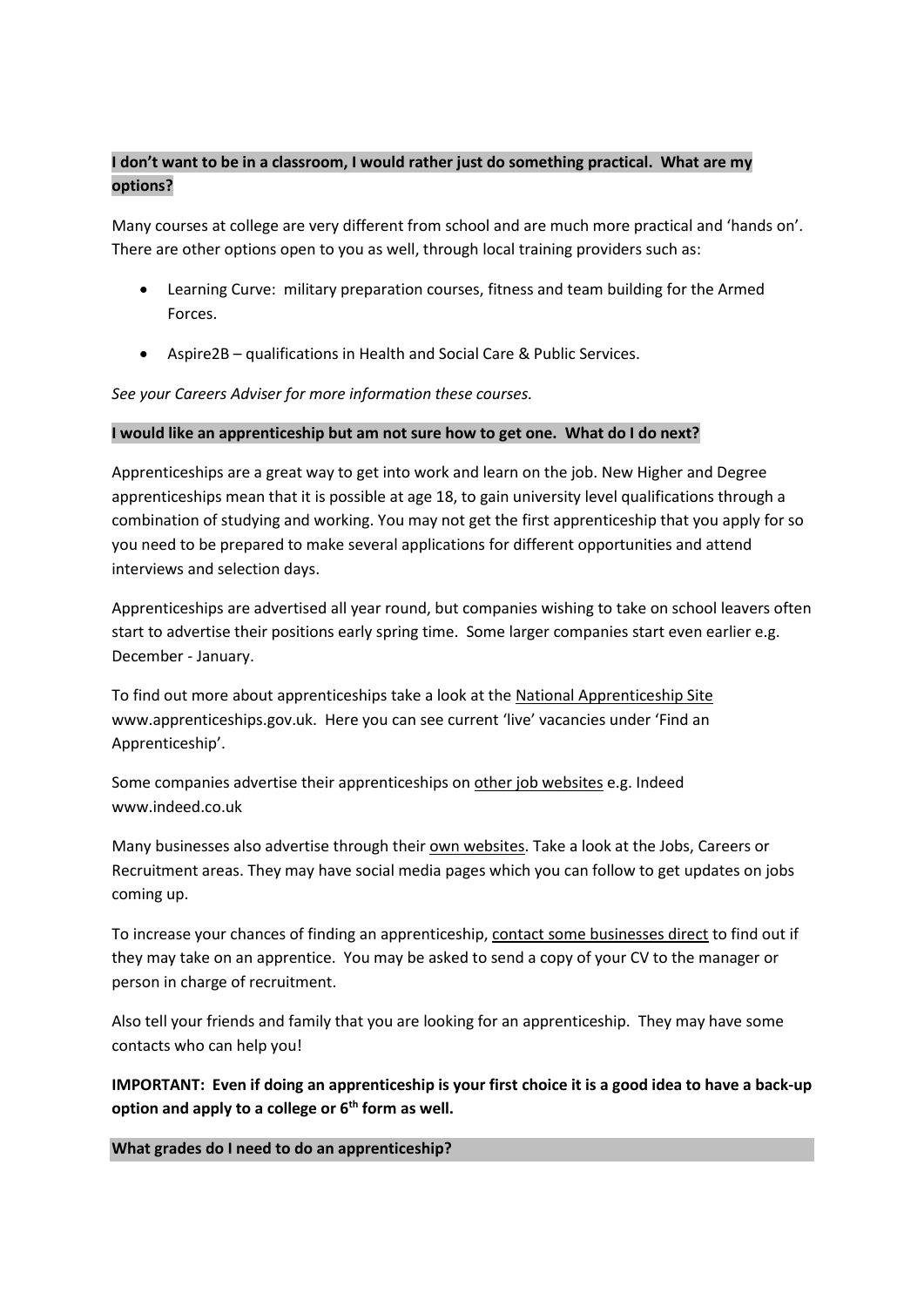**I don't want to be in a classroom, I would rather just do something practical. What are my options?**

Many courses at college are very different from school and are much more practical and 'hands on'. There are other options open to you as well, through local training providers such as:

- Learning Curve: military preparation courses, fitness and team building for the Armed Forces.
- Aspire2B – qualifications in Health and Social Care & Public Services.

*See your Careers Adviser for more information these courses.*

**I would like an apprenticeship but am not sure how to get one. What do I do next?**

Apprenticeships are a great way to get into work and learn on the job. New Higher and Degree apprenticeships mean that it is possible at age 18, to gain university level qualifications through a combination of studying and working. You may not get the first apprenticeship that you apply for so you need to be prepared to make several applications for different opportunities and attend interviews and selection days.

Apprenticeships are advertised all year round, but companies wishing to take on school leavers often start to advertise their positions early spring time. Some larger companies start even earlier e.g. December - January.

To find out more about apprenticeships take a look at the National Apprenticeship Site www.apprenticeships.gov.uk. Here you can see current 'live' vacancies under 'Find an Apprenticeship'.

Some companies advertise their apprenticeships on other job websites e.g. Indeed www.indeed.co.uk

Many businesses also advertise through their own websites. Take a look at the Jobs, Careers or Recruitment areas. They may have social media pages which you can follow to get updates on jobs coming up.

To increase your chances of finding an apprenticeship, contact some businesses direct to find out if they may take on an apprentice. You may be asked to send a copy of your CV to the manager or person in charge of recruitment.

Also tell your friends and family that you are looking for an apprenticeship. They may have some contacts who can help you!

**IMPORTANT: Even if doing an apprenticeship is your first choice it is a good idea to have a back-up option and apply to a college or 6th form as well.**

**What grades do I need to do an apprenticeship?**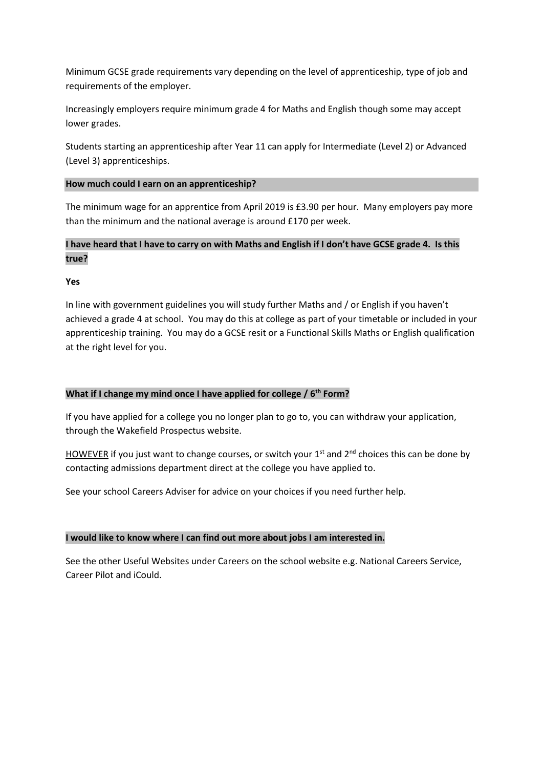Minimum GCSE grade requirements vary depending on the level of apprenticeship, type of job and requirements of the employer.

Increasingly employers require minimum grade 4 for Maths and English though some may accept lower grades.

Students starting an apprenticeship after Year 11 can apply for Intermediate (Level 2) or Advanced (Level 3) apprenticeships.

**How much could I earn on an apprenticeship?**

The minimum wage for an apprentice from April 2019 is £3.90 per hour. Many employers pay more than the minimum and the national average is around £170 per week.

**I have heard that I have to carry on with Maths and English if I don't have GCSE grade 4. Is this true?**

**Yes**

In line with government guidelines you will study further Maths and / or English if you haven't achieved a grade 4 at school. You may do this at college as part of your timetable or included in your apprenticeship training. You may do a GCSE resit or a Functional Skills Maths or English qualification at the right level for you.

**What if I change my mind once I have applied for college / 6th Form?**

If you have applied for a college you no longer plan to go to, you can withdraw your application, through the Wakefield Prospectus website.

HOWEVER if you just want to change courses, or switch your 1st and 2nd choices this can be done by contacting admissions department direct at the college you have applied to.

See your school Careers Adviser for advice on your choices if you need further help.

**I would like to know where I can find out more about jobs I am interested in.**

See the other Useful Websites under Careers on the school website e.g. National Careers Service, Career Pilot and iCould.